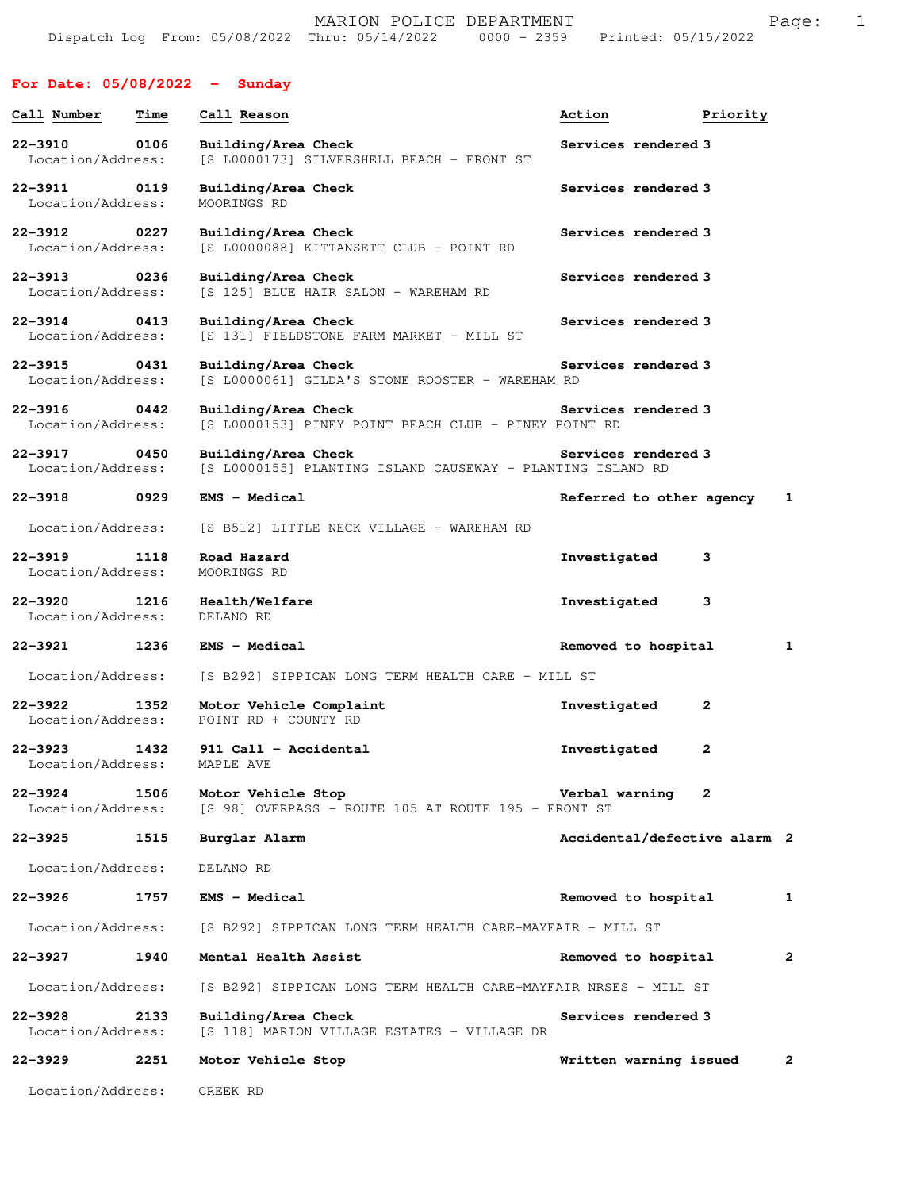# MARION POLICE DEPARTMENT

Dispatch Log From: 05/08/2022 Thru: 05/14/2022 0000 - 2359 Printed: 05/15/2022

## For Date: 05/08/2022 - Sunday

| Call Number | Time | Call Reason | Action | Priority |
|---|---|---|---|---|
| 22-3910 | 0106 | Building/Area Check | Services rendered | 3 |
| Location/Address: | | [S L0000173] SILVERSHELL BEACH - FRONT ST | | |
| 22-3911 | 0119 | Building/Area Check | Services rendered | 3 |
| Location/Address: | | MOORINGS RD | | |
| 22-3912 | 0227 | Building/Area Check | Services rendered | 3 |
| Location/Address: | | [S L0000088] KITTANSETT CLUB - POINT RD | | |
| 22-3913 | 0236 | Building/Area Check | Services rendered | 3 |
| Location/Address: | | [S 125] BLUE HAIR SALON - WAREHAM RD | | |
| 22-3914 | 0413 | Building/Area Check | Services rendered | 3 |
| Location/Address: | | [S 131] FIELDSTONE FARM MARKET - MILL ST | | |
| 22-3915 | 0431 | Building/Area Check | Services rendered | 3 |
| Location/Address: | | [S L0000061] GILDA'S STONE ROOSTER - WAREHAM RD | | |
| 22-3916 | 0442 | Building/Area Check | Services rendered | 3 |
| Location/Address: | | [S L0000153] PINEY POINT BEACH CLUB - PINEY POINT RD | | |
| 22-3917 | 0450 | Building/Area Check | Services rendered | 3 |
| Location/Address: | | [S L0000155] PLANTING ISLAND CAUSEWAY - PLANTING ISLAND RD | | |
| 22-3918 | 0929 | EMS - Medical | Referred to other agency | 1 |
| Location/Address: | | [S B512] LITTLE NECK VILLAGE - WAREHAM RD | | |
| 22-3919 | 1118 | Road Hazard | Investigated | 3 |
| Location/Address: | | MOORINGS RD | | |
| 22-3920 | 1216 | Health/Welfare | Investigated | 3 |
| Location/Address: | | DELANO RD | | |
| 22-3921 | 1236 | EMS - Medical | Removed to hospital | 1 |
| Location/Address: | | [S B292] SIPPICAN LONG TERM HEALTH CARE - MILL ST | | |
| 22-3922 | 1352 | Motor Vehicle Complaint | Investigated | 2 |
| Location/Address: | | POINT RD + COUNTY RD | | |
| 22-3923 | 1432 | 911 Call - Accidental | Investigated | 2 |
| Location/Address: | | MAPLE AVE | | |
| 22-3924 | 1506 | Motor Vehicle Stop | Verbal warning | 2 |
| Location/Address: | | [S 98] OVERPASS - ROUTE 105 AT ROUTE 195 - FRONT ST | | |
| 22-3925 | 1515 | Burglar Alarm | Accidental/defective alarm | 2 |
| Location/Address: | | DELANO RD | | |
| 22-3926 | 1757 | EMS - Medical | Removed to hospital | 1 |
| Location/Address: | | [S B292] SIPPICAN LONG TERM HEALTH CARE-MAYFAIR - MILL ST | | |
| 22-3927 | 1940 | Mental Health Assist | Removed to hospital | 2 |
| Location/Address: | | [S B292] SIPPICAN LONG TERM HEALTH CARE-MAYFAIR NRSES - MILL ST | | |
| 22-3928 | 2133 | Building/Area Check | Services rendered | 3 |
| Location/Address: | | [S 118] MARION VILLAGE ESTATES - VILLAGE DR | | |
| 22-3929 | 2251 | Motor Vehicle Stop | Written warning issued | 2 |
| Location/Address: | | CREEK RD | | |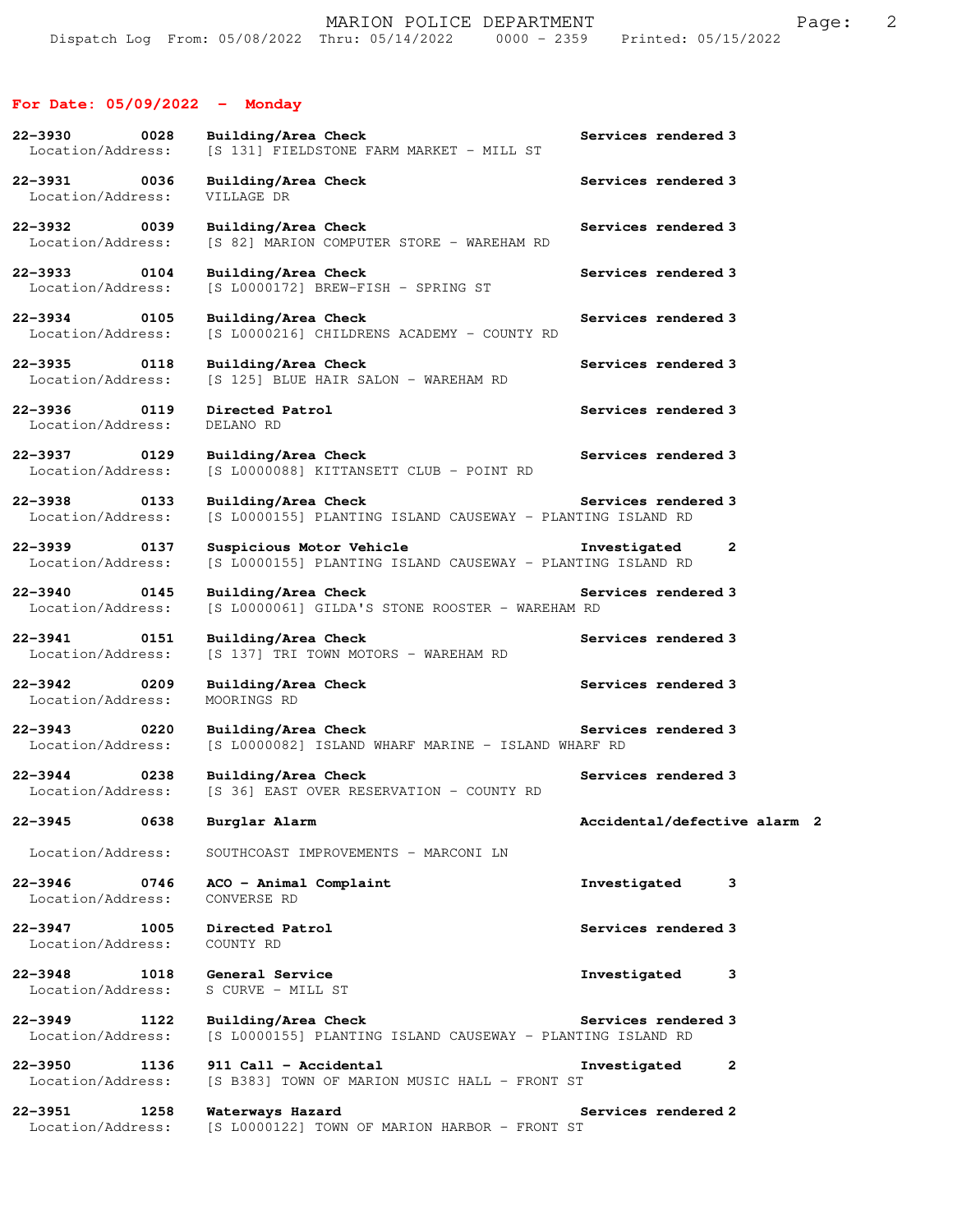## For Date: 05/09/2022 - Monday

**22-3930 0028 Building/Area Check** Services rendered 3
Location/Address: [S 131] FIELDSTONE FARM MARKET - MILL ST

**22-3931 0036 Building/Area Check** Services rendered 3
Location/Address: VILLAGE DR

**22-3932 0039 Building/Area Check** Services rendered 3
Location/Address: [S 82] MARION COMPUTER STORE - WAREHAM RD

**22-3933 0104 Building/Area Check** Services rendered 3
Location/Address: [S L0000172] BREW-FISH - SPRING ST

**22-3934 0105 Building/Area Check** Services rendered 3
Location/Address: [S L0000216] CHILDRENS ACADEMY - COUNTY RD

**22-3935 0118 Building/Area Check** Services rendered 3
Location/Address: [S 125] BLUE HAIR SALON - WAREHAM RD

**22-3936 0119 Directed Patrol** Services rendered 3
Location/Address: DELANO RD

**22-3937 0129 Building/Area Check** Services rendered 3
Location/Address: [S L0000088] KITTANSETT CLUB - POINT RD

**22-3938 0133 Building/Area Check** Services rendered 3
Location/Address: [S L0000155] PLANTING ISLAND CAUSEWAY - PLANTING ISLAND RD

**22-3939 0137 Suspicious Motor Vehicle** Investigated 2
Location/Address: [S L0000155] PLANTING ISLAND CAUSEWAY - PLANTING ISLAND RD

**22-3940 0145 Building/Area Check** Services rendered 3
Location/Address: [S L0000061] GILDA'S STONE ROOSTER - WAREHAM RD

**22-3941 0151 Building/Area Check** Services rendered 3
Location/Address: [S 137] TRI TOWN MOTORS - WAREHAM RD

**22-3942 0209 Building/Area Check** Services rendered 3
Location/Address: MOORINGS RD

**22-3943 0220 Building/Area Check** Services rendered 3
Location/Address: [S L0000082] ISLAND WHARF MARINE - ISLAND WHARF RD

**22-3944 0238 Building/Area Check** Services rendered 3
Location/Address: [S 36] EAST OVER RESERVATION - COUNTY RD

**22-3945 0638 Burglar Alarm** Accidental/defective alarm 2
Location/Address: SOUTHCOAST IMPROVEMENTS - MARCONI LN

**22-3946 0746 ACO - Animal Complaint** Investigated 3
Location/Address: CONVERSE RD

**22-3947 1005 Directed Patrol** Services rendered 3
Location/Address: COUNTY RD

**22-3948 1018 General Service** Investigated 3
Location/Address: S CURVE - MILL ST

**22-3949 1122 Building/Area Check** Services rendered 3
Location/Address: [S L0000155] PLANTING ISLAND CAUSEWAY - PLANTING ISLAND RD

**22-3950 1136 911 Call - Accidental** Investigated 2
Location/Address: [S B383] TOWN OF MARION MUSIC HALL - FRONT ST

**22-3951 1258 Waterways Hazard** Services rendered 2
Location/Address: [S L0000122] TOWN OF MARION HARBOR - FRONT ST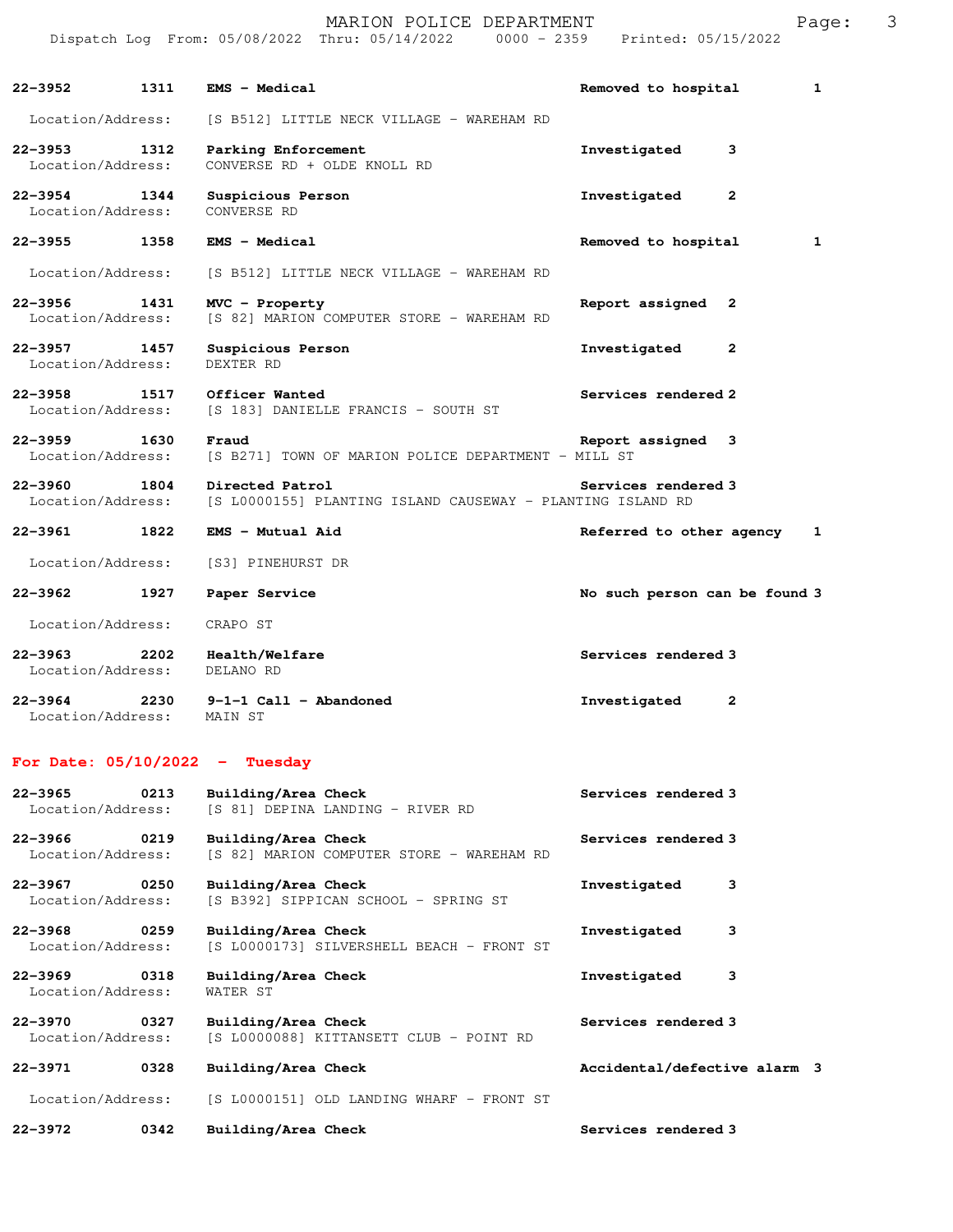| Call # | Time | Call Type | Disposition | Priority |
|---|---|---|---|---|
| 22-3952 | 1311 | **EMS - Medical** | **Removed to hospital** | **1** |
| | | Location/Address: [S B512] LITTLE NECK VILLAGE - WAREHAM RD | | |
| 22-3953 | 1312 | **Parking Enforcement** | **Investigated** | **3** |
| | | Location/Address: CONVERSE RD + OLDE KNOLL RD | | |
| 22-3954 | 1344 | **Suspicious Person** | **Investigated** | **2** |
| | | Location/Address: CONVERSE RD | | |
| 22-3955 | 1358 | **EMS - Medical** | **Removed to hospital** | **1** |
| | | Location/Address: [S B512] LITTLE NECK VILLAGE - WAREHAM RD | | |
| 22-3956 | 1431 | **MVC - Property** | **Report assigned** | **2** |
| | | Location/Address: [S 82] MARION COMPUTER STORE - WAREHAM RD | | |
| 22-3957 | 1457 | **Suspicious Person** | **Investigated** | **2** |
| | | Location/Address: DEXTER RD | | |
| 22-3958 | 1517 | **Officer Wanted** | **Services rendered** | **2** |
| | | Location/Address: [S 183] DANIELLE FRANCIS - SOUTH ST | | |
| 22-3959 | 1630 | **Fraud** | **Report assigned** | **3** |
| | | Location/Address: [S B271] TOWN OF MARION POLICE DEPARTMENT - MILL ST | | |
| 22-3960 | 1804 | **Directed Patrol** | **Services rendered** | **3** |
| | | Location/Address: [S L0000155] PLANTING ISLAND CAUSEWAY - PLANTING ISLAND RD | | |
| 22-3961 | 1822 | **EMS - Mutual Aid** | **Referred to other agency** | **1** |
| | | Location/Address: [S3] PINEHURST DR | | |
| 22-3962 | 1927 | **Paper Service** | **No such person can be found** | **3** |
| | | Location/Address: CRAPO ST | | |
| 22-3963 | 2202 | **Health/Welfare** | **Services rendered** | **3** |
| | | Location/Address: DELANO RD | | |
| 22-3964 | 2230 | **9-1-1 Call - Abandoned** | **Investigated** | **2** |
| | | Location/Address: MAIN ST | | |

## For Date: 05/10/2022 - Tuesday

| Call # | Time | Call Type | Disposition | Priority |
|---|---|---|---|---|
| 22-3965 | 0213 | **Building/Area Check** | **Services rendered** | **3** |
| | | Location/Address: [S 81] DEPINA LANDING - RIVER RD | | |
| 22-3966 | 0219 | **Building/Area Check** | **Services rendered** | **3** |
| | | Location/Address: [S 82] MARION COMPUTER STORE - WAREHAM RD | | |
| 22-3967 | 0250 | **Building/Area Check** | **Investigated** | **3** |
| | | Location/Address: [S B392] SIPPICAN SCHOOL - SPRING ST | | |
| 22-3968 | 0259 | **Building/Area Check** | **Investigated** | **3** |
| | | Location/Address: [S L0000173] SILVERSHELL BEACH - FRONT ST | | |
| 22-3969 | 0318 | **Building/Area Check** | **Investigated** | **3** |
| | | Location/Address: WATER ST | | |
| 22-3970 | 0327 | **Building/Area Check** | **Services rendered** | **3** |
| | | Location/Address: [S L0000088] KITTANSETT CLUB - POINT RD | | |
| 22-3971 | 0328 | **Building/Area Check** | **Accidental/defective alarm** | **3** |
| | | Location/Address: [S L0000151] OLD LANDING WHARF - FRONT ST | | |
| 22-3972 | 0342 | **Building/Area Check** | **Services rendered** | **3** |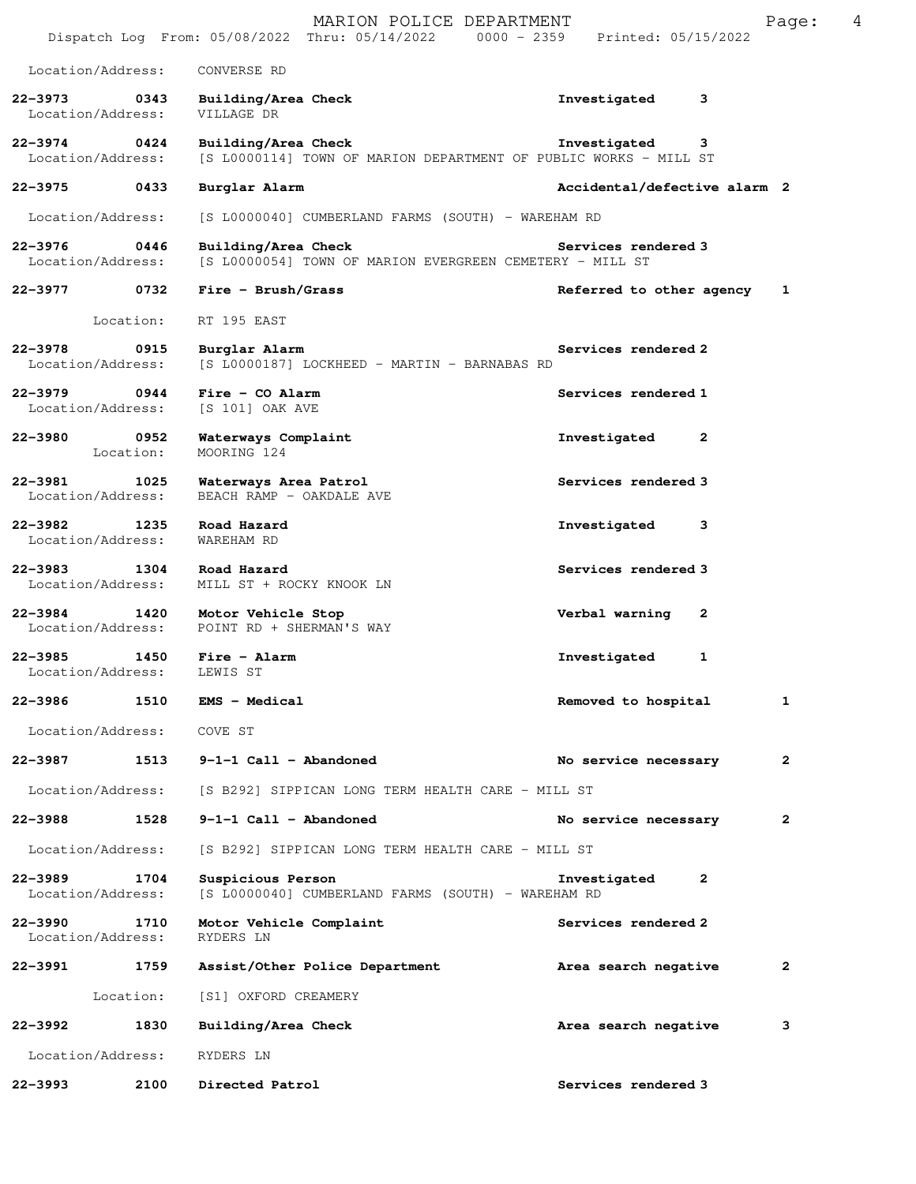Location/Address: CONVERSE RD

**22-3973 0343 Building/Area Check** **Investigated 3**
Location/Address: VILLAGE DR

**22-3974 0424 Building/Area Check** **Investigated 3**
Location/Address: [S L0000114] TOWN OF MARION DEPARTMENT OF PUBLIC WORKS - MILL ST

**22-3975 0433 Burglar Alarm** **Accidental/defective alarm 2**
Location/Address: [S L0000040] CUMBERLAND FARMS (SOUTH) - WAREHAM RD

**22-3976 0446 Building/Area Check** **Services rendered 3**
Location/Address: [S L0000054] TOWN OF MARION EVERGREEN CEMETERY - MILL ST

**22-3977 0732 Fire - Brush/Grass** **Referred to other agency 1**
Location: RT 195 EAST

**22-3978 0915 Burglar Alarm** **Services rendered 2**
Location/Address: [S L0000187] LOCKHEED - MARTIN - BARNABAS RD

**22-3979 0944 Fire - CO Alarm** **Services rendered 1**
Location/Address: [S 101] OAK AVE

**22-3980 0952 Waterways Complaint** **Investigated 2**
Location: MOORING 124

**22-3981 1025 Waterways Area Patrol** **Services rendered 3**
Location/Address: BEACH RAMP - OAKDALE AVE

**22-3982 1235 Road Hazard** **Investigated 3**
Location/Address: WAREHAM RD

**22-3983 1304 Road Hazard** **Services rendered 3**
Location/Address: MILL ST + ROCKY KNOOK LN

**22-3984 1420 Motor Vehicle Stop** **Verbal warning 2**
Location/Address: POINT RD + SHERMAN'S WAY

**22-3985 1450 Fire - Alarm** **Investigated 1**
Location/Address: LEWIS ST

**22-3986 1510 EMS - Medical** **Removed to hospital 1**
Location/Address: COVE ST

**22-3987 1513 9-1-1 Call - Abandoned** **No service necessary 2**
Location/Address: [S B292] SIPPICAN LONG TERM HEALTH CARE - MILL ST

**22-3988 1528 9-1-1 Call - Abandoned** **No service necessary 2**
Location/Address: [S B292] SIPPICAN LONG TERM HEALTH CARE - MILL ST

**22-3989 1704 Suspicious Person** **Investigated 2**
Location/Address: [S L0000040] CUMBERLAND FARMS (SOUTH) - WAREHAM RD

**22-3990 1710 Motor Vehicle Complaint** **Services rendered 2**
Location/Address: RYDERS LN

**22-3991 1759 Assist/Other Police Department** **Area search negative 2**
Location: [S1] OXFORD CREAMERY

**22-3992 1830 Building/Area Check** **Area search negative 3**
Location/Address: RYDERS LN

**22-3993 2100 Directed Patrol** **Services rendered 3**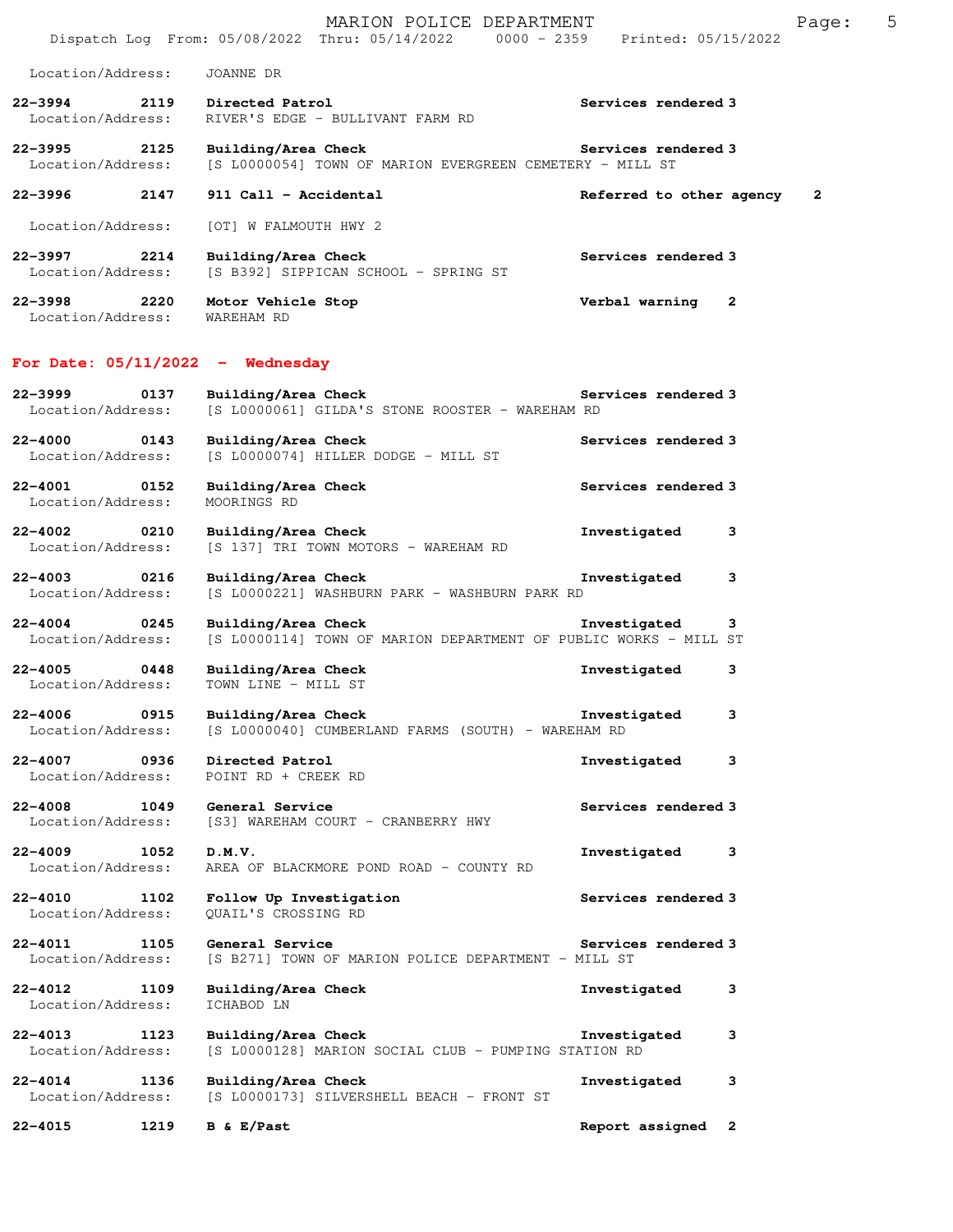Location/Address: JOANNE DR

**22-3994 2119 Directed Patrol** Services rendered 3
Location/Address: RIVER'S EDGE - BULLIVANT FARM RD

**22-3995 2125 Building/Area Check** Services rendered 3
Location/Address: [S L0000054] TOWN OF MARION EVERGREEN CEMETERY - MILL ST

**22-3996 2147 911 Call - Accidental** Referred to other agency 2
Location/Address: [OT] W FALMOUTH HWY 2

**22-3997 2214 Building/Area Check** Services rendered 3
Location/Address: [S B392] SIPPICAN SCHOOL - SPRING ST

**22-3998 2220 Motor Vehicle Stop** Verbal warning 2
Location/Address: WAREHAM RD

## For Date: 05/11/2022 - Wednesday

**22-3999 0137 Building/Area Check** Services rendered 3
Location/Address: [S L0000061] GILDA'S STONE ROOSTER - WAREHAM RD

**22-4000 0143 Building/Area Check** Services rendered 3
Location/Address: [S L0000074] HILLER DODGE - MILL ST

**22-4001 0152 Building/Area Check** Services rendered 3
Location/Address: MOORINGS RD

**22-4002 0210 Building/Area Check** Investigated 3
Location/Address: [S 137] TRI TOWN MOTORS - WAREHAM RD

**22-4003 0216 Building/Area Check** Investigated 3
Location/Address: [S L0000221] WASHBURN PARK - WASHBURN PARK RD

**22-4004 0245 Building/Area Check** Investigated 3
Location/Address: [S L0000114] TOWN OF MARION DEPARTMENT OF PUBLIC WORKS - MILL ST

**22-4005 0448 Building/Area Check** Investigated 3
Location/Address: TOWN LINE - MILL ST

**22-4006 0915 Building/Area Check** Investigated 3
Location/Address: [S L0000040] CUMBERLAND FARMS (SOUTH) - WAREHAM RD

**22-4007 0936 Directed Patrol** Investigated 3
Location/Address: POINT RD + CREEK RD

**22-4008 1049 General Service** Services rendered 3
Location/Address: [S3] WAREHAM COURT - CRANBERRY HWY

**22-4009 1052 D.M.V.** Investigated 3
Location/Address: AREA OF BLACKMORE POND ROAD - COUNTY RD

**22-4010 1102 Follow Up Investigation** Services rendered 3
Location/Address: QUAIL'S CROSSING RD

**22-4011 1105 General Service** Services rendered 3
Location/Address: [S B271] TOWN OF MARION POLICE DEPARTMENT - MILL ST

**22-4012 1109 Building/Area Check** Investigated 3
Location/Address: ICHABOD LN

**22-4013 1123 Building/Area Check** Investigated 3
Location/Address: [S L0000128] MARION SOCIAL CLUB - PUMPING STATION RD

**22-4014 1136 Building/Area Check** Investigated 3
Location/Address: [S L0000173] SILVERSHELL BEACH - FRONT ST

**22-4015 1219 B & E/Past** Report assigned 2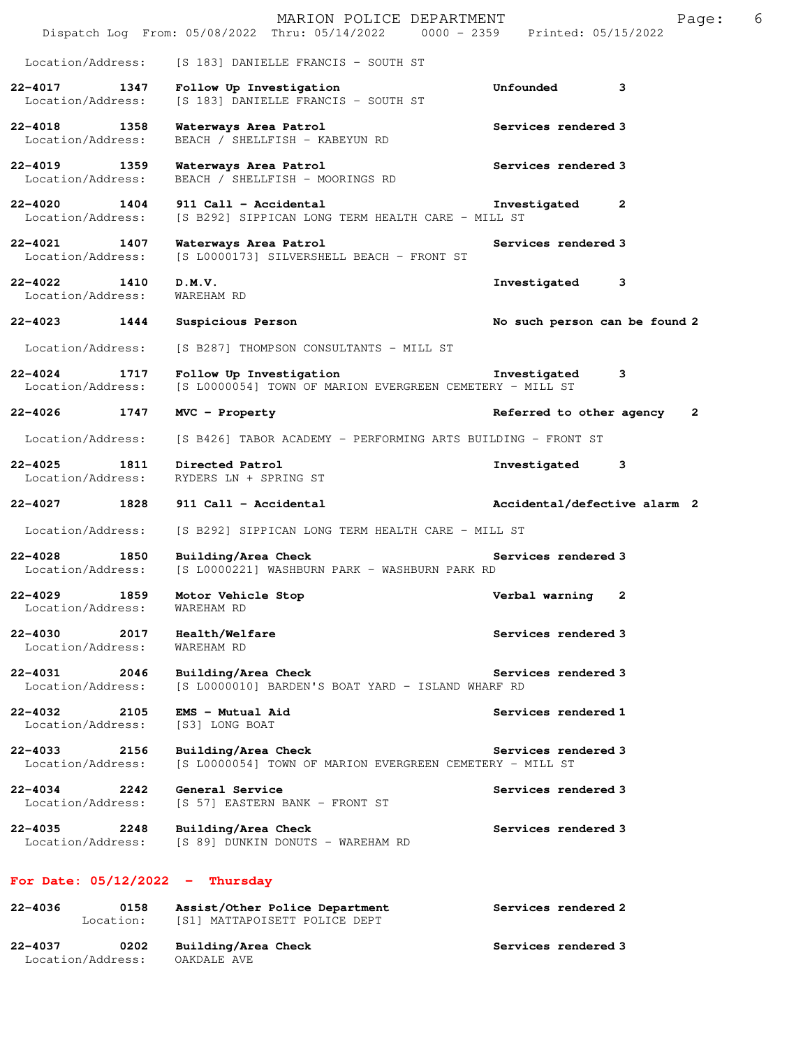Location/Address: [S 183] DANIELLE FRANCIS - SOUTH ST

**22-4017 1347 Follow Up Investigation** Unfounded 3
Location/Address: [S 183] DANIELLE FRANCIS - SOUTH ST

**22-4018 1358 Waterways Area Patrol** Services rendered 3
Location/Address: BEACH / SHELLFISH - KABEYUN RD

**22-4019 1359 Waterways Area Patrol** Services rendered 3
Location/Address: BEACH / SHELLFISH - MOORINGS RD

**22-4020 1404 911 Call - Accidental** Investigated 2
Location/Address: [S B292] SIPPICAN LONG TERM HEALTH CARE - MILL ST

**22-4021 1407 Waterways Area Patrol** Services rendered 3
Location/Address: [S L0000173] SILVERSHELL BEACH - FRONT ST

**22-4022 1410 D.M.V.** Investigated 3
Location/Address: WAREHAM RD

**22-4023 1444 Suspicious Person** No such person can be found 2
Location/Address: [S B287] THOMPSON CONSULTANTS - MILL ST

**22-4024 1717 Follow Up Investigation** Investigated 3
Location/Address: [S L0000054] TOWN OF MARION EVERGREEN CEMETERY - MILL ST

**22-4026 1747 MVC - Property** Referred to other agency 2
Location/Address: [S B426] TABOR ACADEMY - PERFORMING ARTS BUILDING - FRONT ST

**22-4025 1811 Directed Patrol** Investigated 3
Location/Address: RYDERS LN + SPRING ST

**22-4027 1828 911 Call - Accidental** Accidental/defective alarm 2
Location/Address: [S B292] SIPPICAN LONG TERM HEALTH CARE - MILL ST

**22-4028 1850 Building/Area Check** Services rendered 3
Location/Address: [S L0000221] WASHBURN PARK - WASHBURN PARK RD

**22-4029 1859 Motor Vehicle Stop** Verbal warning 2
Location/Address: WAREHAM RD

**22-4030 2017 Health/Welfare** Services rendered 3
Location/Address: WAREHAM RD

**22-4031 2046 Building/Area Check** Services rendered 3
Location/Address: [S L0000010] BARDEN'S BOAT YARD - ISLAND WHARF RD

**22-4032 2105 EMS - Mutual Aid** Services rendered 1
Location/Address: [S3] LONG BOAT

**22-4033 2156 Building/Area Check** Services rendered 3
Location/Address: [S L0000054] TOWN OF MARION EVERGREEN CEMETERY - MILL ST

**22-4034 2242 General Service** Services rendered 3
Location/Address: [S 57] EASTERN BANK - FRONT ST

**22-4035 2248 Building/Area Check** Services rendered 3
Location/Address: [S 89] DUNKIN DONUTS - WAREHAM RD

## For Date: 05/12/2022 - Thursday

**22-4036 0158 Assist/Other Police Department** Services rendered 2
Location: [S1] MATTAPOISETT POLICE DEPT

**22-4037 0202 Building/Area Check** Services rendered 3
Location/Address: OAKDALE AVE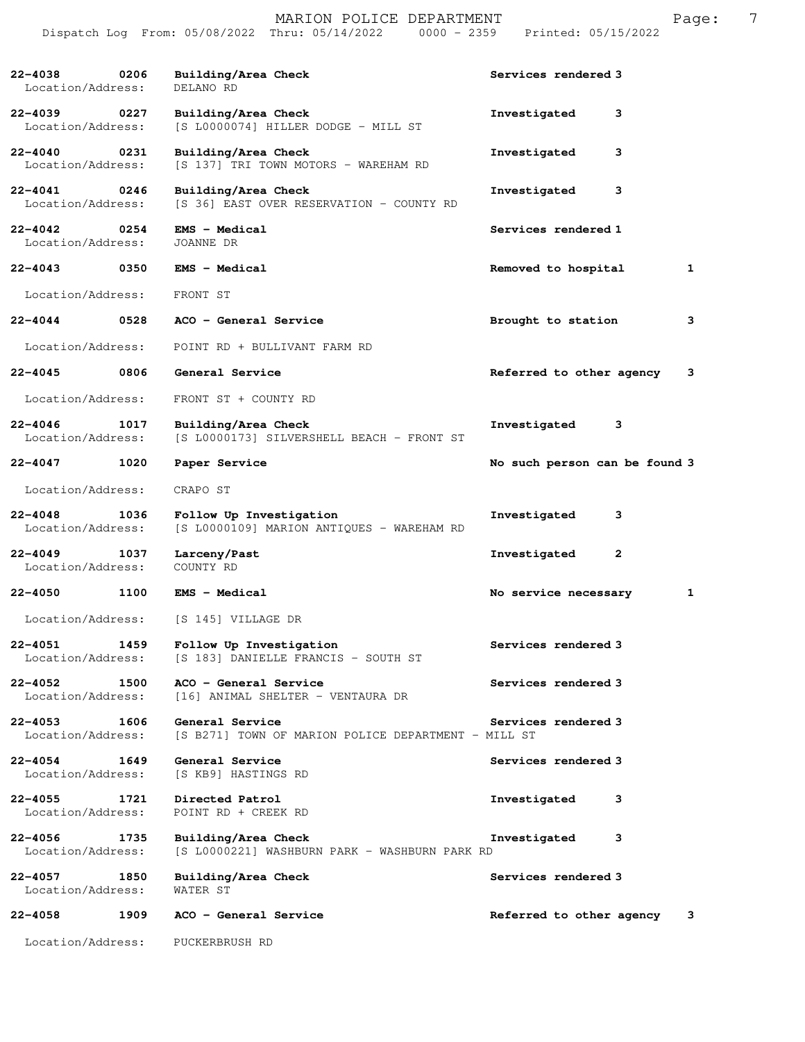| Call # | Time | Call Type / Location | Action | Priority |
|---|---|---|---|---|
| 22-4038 | 0206 | Building/Area Check<br>Location/Address: DELANO RD | Services rendered | 3 |
| 22-4039 | 0227 | Building/Area Check<br>Location/Address: [S L0000074] HILLER DODGE - MILL ST | Investigated | 3 |
| 22-4040 | 0231 | Building/Area Check<br>Location/Address: [S 137] TRI TOWN MOTORS - WAREHAM RD | Investigated | 3 |
| 22-4041 | 0246 | Building/Area Check<br>Location/Address: [S 36] EAST OVER RESERVATION - COUNTY RD | Investigated | 3 |
| 22-4042 | 0254 | EMS - Medical<br>Location/Address: JOANNE DR | Services rendered | 1 |
| 22-4043 | 0350 | EMS - Medical<br>Location/Address: FRONT ST | Removed to hospital | 1 |
| 22-4044 | 0528 | ACO - General Service<br>Location/Address: POINT RD + BULLIVANT FARM RD | Brought to station | 3 |
| 22-4045 | 0806 | General Service<br>Location/Address: FRONT ST + COUNTY RD | Referred to other agency | 3 |
| 22-4046 | 1017 | Building/Area Check<br>Location/Address: [S L0000173] SILVERSHELL BEACH - FRONT ST | Investigated | 3 |
| 22-4047 | 1020 | Paper Service<br>Location/Address: CRAPO ST | No such person can be found | 3 |
| 22-4048 | 1036 | Follow Up Investigation<br>Location/Address: [S L0000109] MARION ANTIQUES - WAREHAM RD | Investigated | 3 |
| 22-4049 | 1037 | Larceny/Past<br>Location/Address: COUNTY RD | Investigated | 2 |
| 22-4050 | 1100 | EMS - Medical<br>Location/Address: [S 145] VILLAGE DR | No service necessary | 1 |
| 22-4051 | 1459 | Follow Up Investigation<br>Location/Address: [S 183] DANIELLE FRANCIS - SOUTH ST | Services rendered | 3 |
| 22-4052 | 1500 | ACO - General Service<br>Location/Address: [16] ANIMAL SHELTER - VENTAURA DR | Services rendered | 3 |
| 22-4053 | 1606 | General Service<br>Location/Address: [S B271] TOWN OF MARION POLICE DEPARTMENT - MILL ST | Services rendered | 3 |
| 22-4054 | 1649 | General Service<br>Location/Address: [S KB9] HASTINGS RD | Services rendered | 3 |
| 22-4055 | 1721 | Directed Patrol<br>Location/Address: POINT RD + CREEK RD | Investigated | 3 |
| 22-4056 | 1735 | Building/Area Check<br>Location/Address: [S L0000221] WASHBURN PARK - WASHBURN PARK RD | Investigated | 3 |
| 22-4057 | 1850 | Building/Area Check<br>Location/Address: WATER ST | Services rendered | 3 |
| 22-4058 | 1909 | ACO - General Service<br>Location/Address: PUCKERBRUSH RD | Referred to other agency | 3 |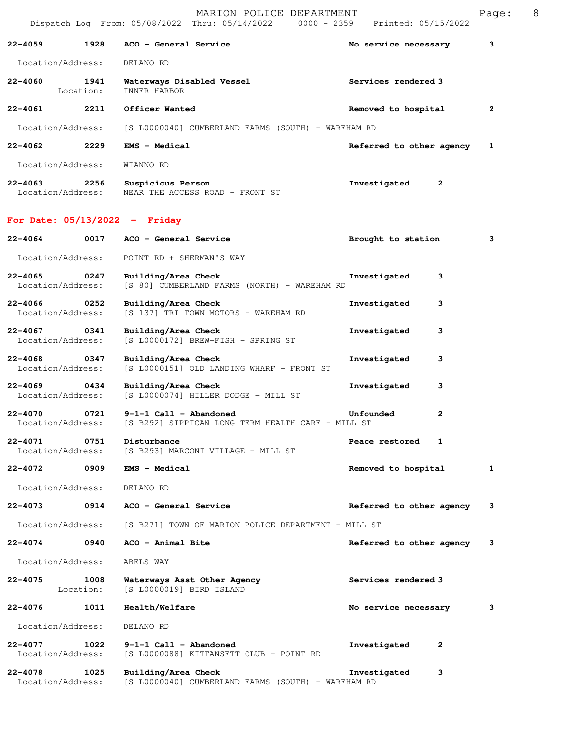| Call Number | Time | Call Reason | Action | Priority |
|---|---|---|---|---|
| 22-4059 | 1928 | ACO - General Service | No service necessary | 3 |
| Location/Address: | | DELANO RD | | |
| 22-4060 | 1941 | Waterways Disabled Vessel | Services rendered | 3 |
| Location: | | INNER HARBOR | | |
| 22-4061 | 2211 | Officer Wanted | Removed to hospital | 2 |
| Location/Address: | | [S L0000040] CUMBERLAND FARMS (SOUTH) - WAREHAM RD | | |
| 22-4062 | 2229 | EMS - Medical | Referred to other agency | 1 |
| Location/Address: | | WIANNO RD | | |
| 22-4063 | 2256 | Suspicious Person | Investigated | 2 |
| Location/Address: | | NEAR THE ACCESS ROAD - FRONT ST | | |

**For Date: 05/13/2022 - Friday**

| Call Number | Time | Call Reason | Action | Priority |
|---|---|---|---|---|
| 22-4064 | 0017 | ACO - General Service | Brought to station | 3 |
| Location/Address: | | POINT RD + SHERMAN'S WAY | | |
| 22-4065 | 0247 | Building/Area Check | Investigated | 3 |
| Location/Address: | | [S 80] CUMBERLAND FARMS (NORTH) - WAREHAM RD | | |
| 22-4066 | 0252 | Building/Area Check | Investigated | 3 |
| Location/Address: | | [S 137] TRI TOWN MOTORS - WAREHAM RD | | |
| 22-4067 | 0341 | Building/Area Check | Investigated | 3 |
| Location/Address: | | [S L0000172] BREW-FISH - SPRING ST | | |
| 22-4068 | 0347 | Building/Area Check | Investigated | 3 |
| Location/Address: | | [S L0000151] OLD LANDING WHARF - FRONT ST | | |
| 22-4069 | 0434 | Building/Area Check | Investigated | 3 |
| Location/Address: | | [S L0000074] HILLER DODGE - MILL ST | | |
| 22-4070 | 0721 | 9-1-1 Call - Abandoned | Unfounded | 2 |
| Location/Address: | | [S B292] SIPPICAN LONG TERM HEALTH CARE - MILL ST | | |
| 22-4071 | 0751 | Disturbance | Peace restored | 1 |
| Location/Address: | | [S B293] MARCONI VILLAGE - MILL ST | | |
| 22-4072 | 0909 | EMS - Medical | Removed to hospital | 1 |
| Location/Address: | | DELANO RD | | |
| 22-4073 | 0914 | ACO - General Service | Referred to other agency | 3 |
| Location/Address: | | [S B271] TOWN OF MARION POLICE DEPARTMENT - MILL ST | | |
| 22-4074 | 0940 | ACO - Animal Bite | Referred to other agency | 3 |
| Location/Address: | | ABELS WAY | | |
| 22-4075 | 1008 | Waterways Asst Other Agency | Services rendered | 3 |
| Location: | | [S L0000019] BIRD ISLAND | | |
| 22-4076 | 1011 | Health/Welfare | No service necessary | 3 |
| Location/Address: | | DELANO RD | | |
| 22-4077 | 1022 | 9-1-1 Call - Abandoned | Investigated | 2 |
| Location/Address: | | [S L0000088] KITTANSETT CLUB - POINT RD | | |
| 22-4078 | 1025 | Building/Area Check | Investigated | 3 |
| Location/Address: | | [S L0000040] CUMBERLAND FARMS (SOUTH) - WAREHAM RD | | |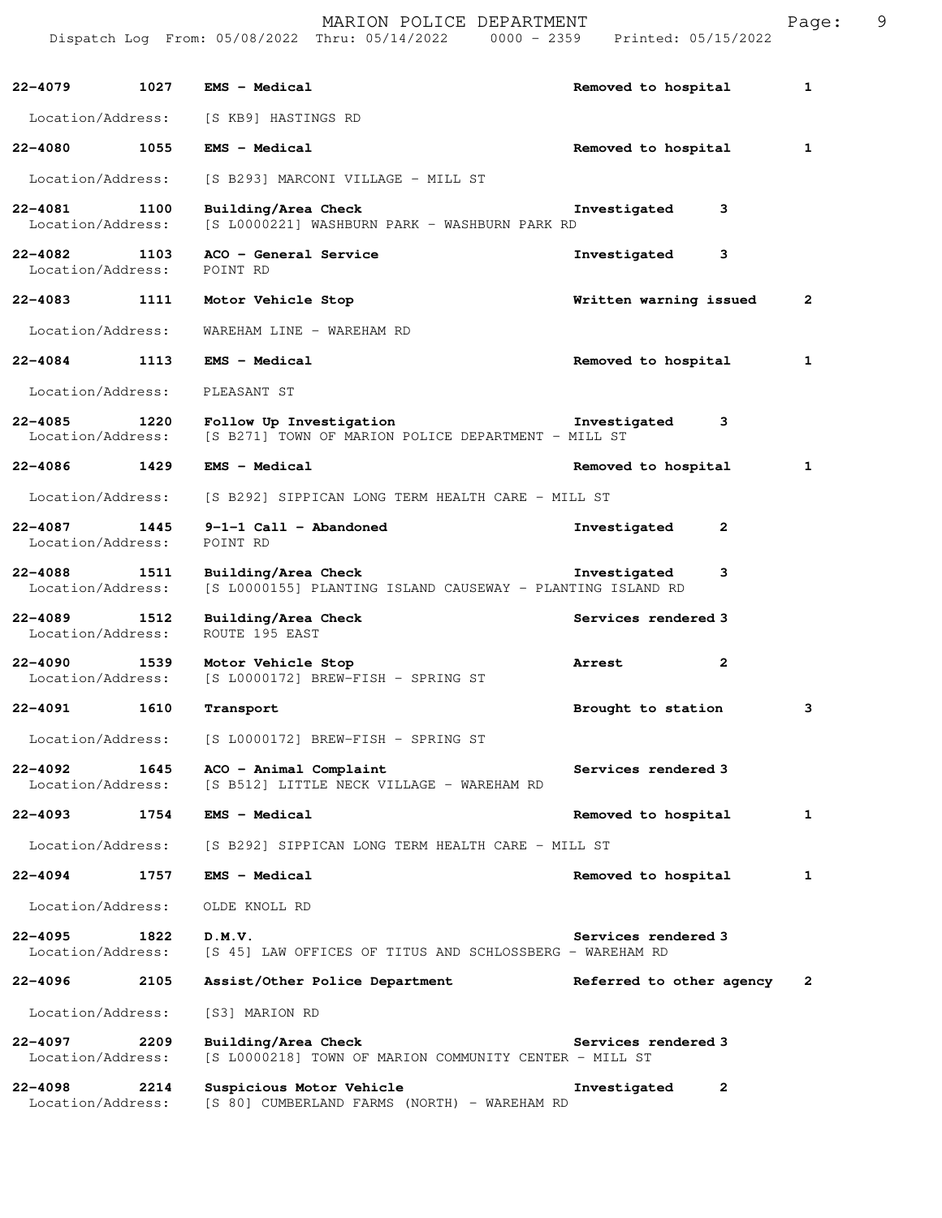22-4079 1027 **EMS - Medical** **Removed to hospital** 1
Location/Address: [S KB9] HASTINGS RD

22-4080 1055 **EMS - Medical** **Removed to hospital** 1
Location/Address: [S B293] MARCONI VILLAGE - MILL ST

22-4081 1100 **Building/Area Check** **Investigated** 3
Location/Address: [S L0000221] WASHBURN PARK - WASHBURN PARK RD

22-4082 1103 **ACO - General Service** **Investigated** 3
Location/Address: POINT RD

22-4083 1111 **Motor Vehicle Stop** **Written warning issued** 2
Location/Address: WAREHAM LINE - WAREHAM RD

22-4084 1113 **EMS - Medical** **Removed to hospital** 1
Location/Address: PLEASANT ST

22-4085 1220 **Follow Up Investigation** **Investigated** 3
Location/Address: [S B271] TOWN OF MARION POLICE DEPARTMENT - MILL ST

22-4086 1429 **EMS - Medical** **Removed to hospital** 1
Location/Address: [S B292] SIPPICAN LONG TERM HEALTH CARE - MILL ST

22-4087 1445 **9-1-1 Call - Abandoned** **Investigated** 2
Location/Address: POINT RD

22-4088 1511 **Building/Area Check** **Investigated** 3
Location/Address: [S L0000155] PLANTING ISLAND CAUSEWAY - PLANTING ISLAND RD

22-4089 1512 **Building/Area Check** **Services rendered** 3
Location/Address: ROUTE 195 EAST

22-4090 1539 **Motor Vehicle Stop** **Arrest** 2
Location/Address: [S L0000172] BREW-FISH - SPRING ST

22-4091 1610 **Transport** **Brought to station** 3
Location/Address: [S L0000172] BREW-FISH - SPRING ST

22-4092 1645 **ACO - Animal Complaint** **Services rendered** 3
Location/Address: [S B512] LITTLE NECK VILLAGE - WAREHAM RD

22-4093 1754 **EMS - Medical** **Removed to hospital** 1
Location/Address: [S B292] SIPPICAN LONG TERM HEALTH CARE - MILL ST

22-4094 1757 **EMS - Medical** **Removed to hospital** 1
Location/Address: OLDE KNOLL RD

22-4095 1822 **D.M.V.** **Services rendered** 3
Location/Address: [S 45] LAW OFFICES OF TITUS AND SCHLOSSBERG - WAREHAM RD

22-4096 2105 **Assist/Other Police Department** **Referred to other agency** 2
Location/Address: [S3] MARION RD

22-4097 2209 **Building/Area Check** **Services rendered** 3
Location/Address: [S L0000218] TOWN OF MARION COMMUNITY CENTER - MILL ST

22-4098 2214 **Suspicious Motor Vehicle** **Investigated** 2
Location/Address: [S 80] CUMBERLAND FARMS (NORTH) - WAREHAM RD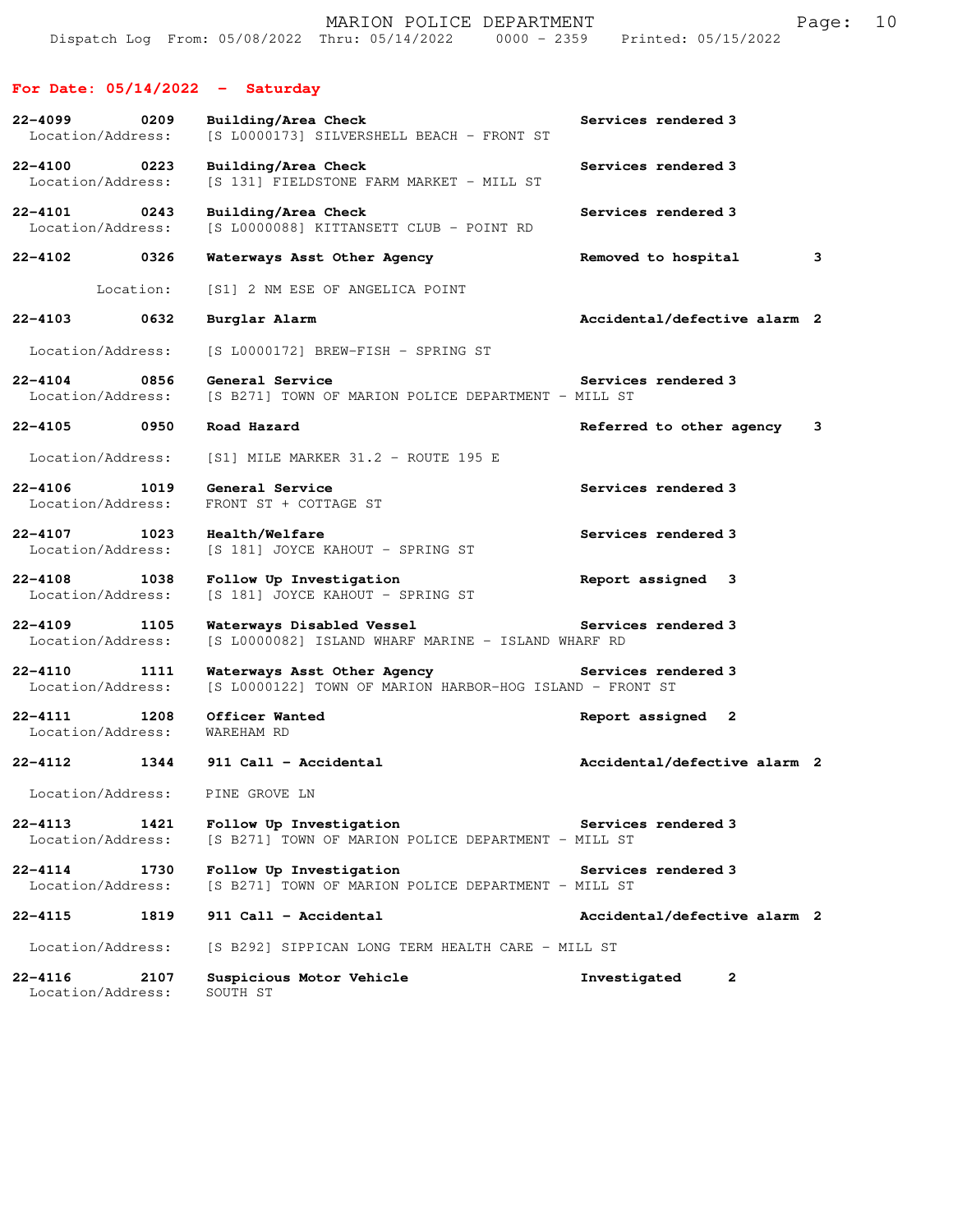**For Date: 05/14/2022 - Saturday**

| | | | | |
|---|---|---|---|---|
| 22-4099 | 0209 | Building/Area Check | Services rendered | 3 |
| Location/Address: | | [S L0000173] SILVERSHELL BEACH - FRONT ST | | |
| 22-4100 | 0223 | Building/Area Check | Services rendered | 3 |
| Location/Address: | | [S 131] FIELDSTONE FARM MARKET - MILL ST | | |
| 22-4101 | 0243 | Building/Area Check | Services rendered | 3 |
| Location/Address: | | [S L0000088] KITTANSETT CLUB - POINT RD | | |
| 22-4102 | 0326 | Waterways Asst Other Agency | Removed to hospital | 3 |
| Location: | | [S1] 2 NM ESE OF ANGELICA POINT | | |
| 22-4103 | 0632 | Burglar Alarm | Accidental/defective alarm | 2 |
| Location/Address: | | [S L0000172] BREW-FISH - SPRING ST | | |
| 22-4104 | 0856 | General Service | Services rendered | 3 |
| Location/Address: | | [S B271] TOWN OF MARION POLICE DEPARTMENT - MILL ST | | |
| 22-4105 | 0950 | Road Hazard | Referred to other agency | 3 |
| Location/Address: | | [S1] MILE MARKER 31.2 - ROUTE 195 E | | |
| 22-4106 | 1019 | General Service | Services rendered | 3 |
| Location/Address: | | FRONT ST + COTTAGE ST | | |
| 22-4107 | 1023 | Health/Welfare | Services rendered | 3 |
| Location/Address: | | [S 181] JOYCE KAHOUT - SPRING ST | | |
| 22-4108 | 1038 | Follow Up Investigation | Report assigned | 3 |
| Location/Address: | | [S 181] JOYCE KAHOUT - SPRING ST | | |
| 22-4109 | 1105 | Waterways Disabled Vessel | Services rendered | 3 |
| Location/Address: | | [S L0000082] ISLAND WHARF MARINE - ISLAND WHARF RD | | |
| 22-4110 | 1111 | Waterways Asst Other Agency | Services rendered | 3 |
| Location/Address: | | [S L0000122] TOWN OF MARION HARBOR-HOG ISLAND - FRONT ST | | |
| 22-4111 | 1208 | Officer Wanted | Report assigned | 2 |
| Location/Address: | | WAREHAM RD | | |
| 22-4112 | 1344 | 911 Call - Accidental | Accidental/defective alarm | 2 |
| Location/Address: | | PINE GROVE LN | | |
| 22-4113 | 1421 | Follow Up Investigation | Services rendered | 3 |
| Location/Address: | | [S B271] TOWN OF MARION POLICE DEPARTMENT - MILL ST | | |
| 22-4114 | 1730 | Follow Up Investigation | Services rendered | 3 |
| Location/Address: | | [S B271] TOWN OF MARION POLICE DEPARTMENT - MILL ST | | |
| 22-4115 | 1819 | 911 Call - Accidental | Accidental/defective alarm | 2 |
| Location/Address: | | [S B292] SIPPICAN LONG TERM HEALTH CARE - MILL ST | | |
| 22-4116 | 2107 | Suspicious Motor Vehicle | Investigated | 2 |
| Location/Address: | | SOUTH ST | | |